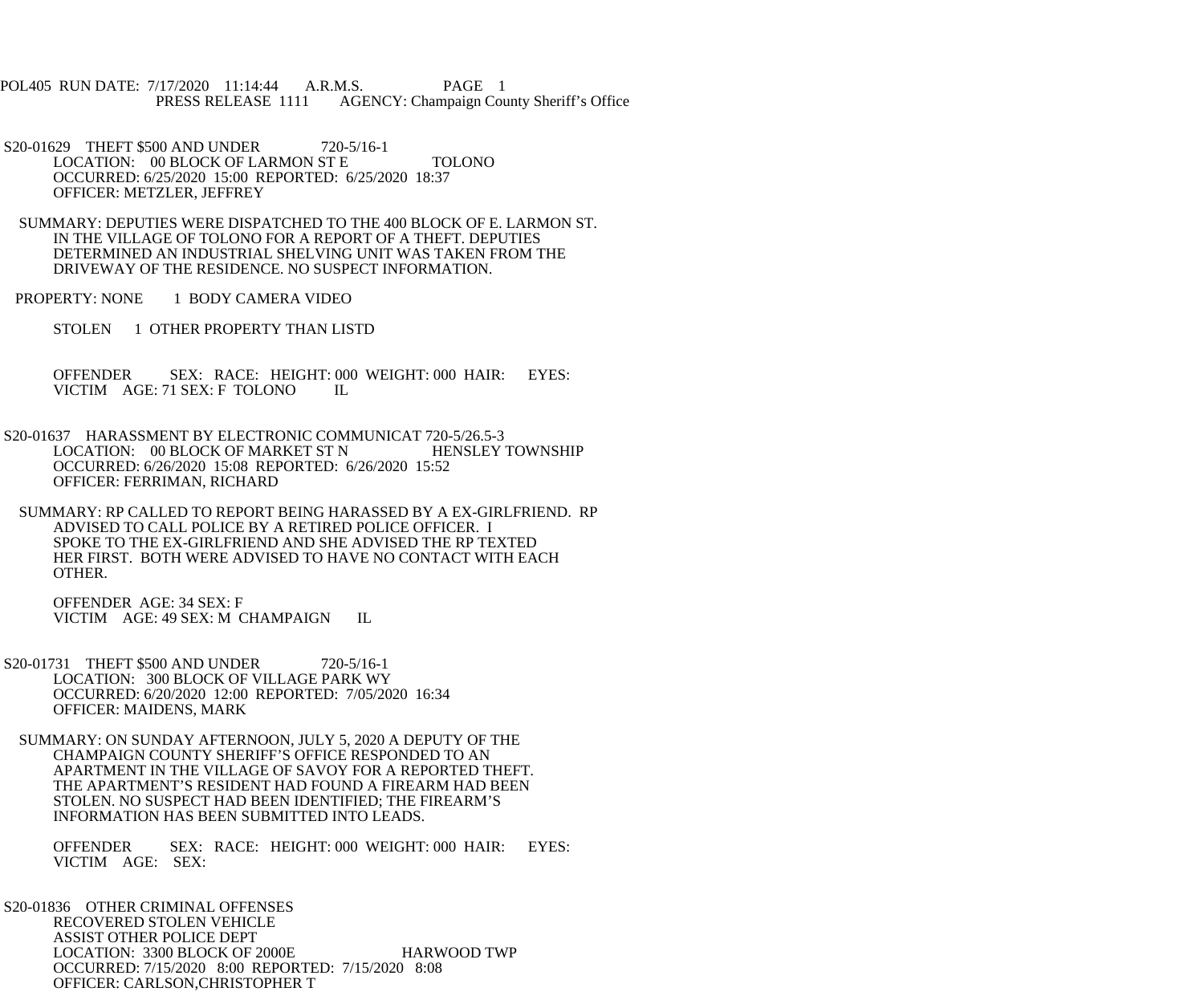POL405 RUN DATE: 7/17/2020 11:14:44 A.R.M.S. PAGE 1
PRESS RELEASE 1111 AGENCY: Champaign County Sheriff's Office

S20-01629 THEFT $500 AND UNDER 720-5/16-1
LOCATION: 00 BLOCK OF LARMON ST E TOLONO
OCCURRED: 6/25/2020 15:00 REPORTED: 6/25/2020 18:37
OFFICER: METZLER, JEFFREY

SUMMARY: DEPUTIES WERE DISPATCHED TO THE 400 BLOCK OF E. LARMON ST. IN THE VILLAGE OF TOLONO FOR A REPORT OF A THEFT. DEPUTIES DETERMINED AN INDUSTRIAL SHELVING UNIT WAS TAKEN FROM THE DRIVEWAY OF THE RESIDENCE. NO SUSPECT INFORMATION.

PROPERTY: NONE 1 BODY CAMERA VIDEO

STOLEN 1 OTHER PROPERTY THAN LISTD

OFFENDER SEX: RACE: HEIGHT: 000 WEIGHT: 000 HAIR: EYES:
VICTIM AGE: 71 SEX: F TOLONO IL

S20-01637 HARASSMENT BY ELECTRONIC COMMUNICAT 720-5/26.5-3
LOCATION: 00 BLOCK OF MARKET ST N HENSLEY TOWNSHIP
OCCURRED: 6/26/2020 15:08 REPORTED: 6/26/2020 15:52
OFFICER: FERRIMAN, RICHARD

SUMMARY: RP CALLED TO REPORT BEING HARASSED BY A EX-GIRLFRIEND. RP ADVISED TO CALL POLICE BY A RETIRED POLICE OFFICER. I SPOKE TO THE EX-GIRLFRIEND AND SHE ADVISED THE RP TEXTED HER FIRST. BOTH WERE ADVISED TO HAVE NO CONTACT WITH EACH OTHER.

OFFENDER AGE: 34 SEX: F
VICTIM AGE: 49 SEX: M CHAMPAIGN IL

S20-01731 THEFT $500 AND UNDER 720-5/16-1
LOCATION: 300 BLOCK OF VILLAGE PARK WY
OCCURRED: 6/20/2020 12:00 REPORTED: 7/05/2020 16:34
OFFICER: MAIDENS, MARK

SUMMARY: ON SUNDAY AFTERNOON, JULY 5, 2020 A DEPUTY OF THE CHAMPAIGN COUNTY SHERIFF'S OFFICE RESPONDED TO AN APARTMENT IN THE VILLAGE OF SAVOY FOR A REPORTED THEFT. THE APARTMENT'S RESIDENT HAD FOUND A FIREARM HAD BEEN STOLEN. NO SUSPECT HAD BEEN IDENTIFIED; THE FIREARM'S INFORMATION HAS BEEN SUBMITTED INTO LEADS.

OFFENDER SEX: RACE: HEIGHT: 000 WEIGHT: 000 HAIR: EYES:
VICTIM AGE: SEX:

S20-01836 OTHER CRIMINAL OFFENSES
RECOVERED STOLEN VEHICLE
ASSIST OTHER POLICE DEPT
LOCATION: 3300 BLOCK OF 2000E HARWOOD TWP
OCCURRED: 7/15/2020 8:00 REPORTED: 7/15/2020 8:08
OFFICER: CARLSON,CHRISTOPHER T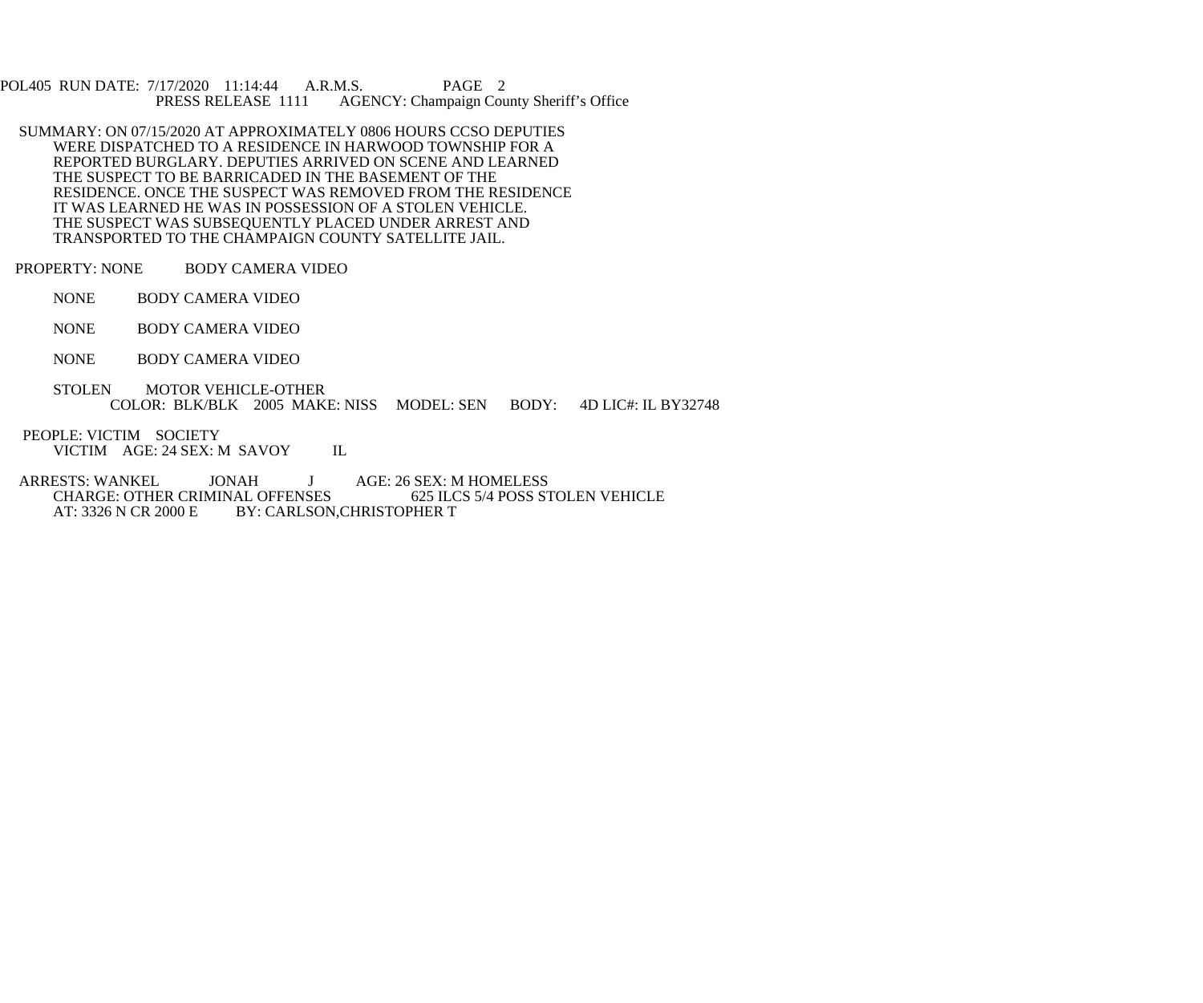POL405 RUN DATE: 7/17/2020 11:14:44 A.R.M.S. PAGE 2
PRESS RELEASE 1111 AGENCY: Champaign County Sheriff's Office

SUMMARY: ON 07/15/2020 AT APPROXIMATELY 0806 HOURS CCSO DEPUTIES WERE DISPATCHED TO A RESIDENCE IN HARWOOD TOWNSHIP FOR A REPORTED BURGLARY. DEPUTIES ARRIVED ON SCENE AND LEARNED THE SUSPECT TO BE BARRICADED IN THE BASEMENT OF THE RESIDENCE. ONCE THE SUSPECT WAS REMOVED FROM THE RESIDENCE IT WAS LEARNED HE WAS IN POSSESSION OF A STOLEN VEHICLE. THE SUSPECT WAS SUBSEQUENTLY PLACED UNDER ARREST AND TRANSPORTED TO THE CHAMPAIGN COUNTY SATELLITE JAIL.

PROPERTY: NONE BODY CAMERA VIDEO

NONE BODY CAMERA VIDEO

NONE BODY CAMERA VIDEO

NONE BODY CAMERA VIDEO

STOLEN MOTOR VEHICLE-OTHER
COLOR: BLK/BLK 2005 MAKE: NISS MODEL: SEN BODY: 4D LIC#: IL BY32748

PEOPLE: VICTIM SOCIETY
VICTIM AGE: 24 SEX: M SAVOY IL

ARRESTS: WANKEL JONAH J AGE: 26 SEX: M HOMELESS
CHARGE: OTHER CRIMINAL OFFENSES 625 ILCS 5/4 POSS STOLEN VEHICLE
AT: 3326 N CR 2000 E BY: CARLSON,CHRISTOPHER T